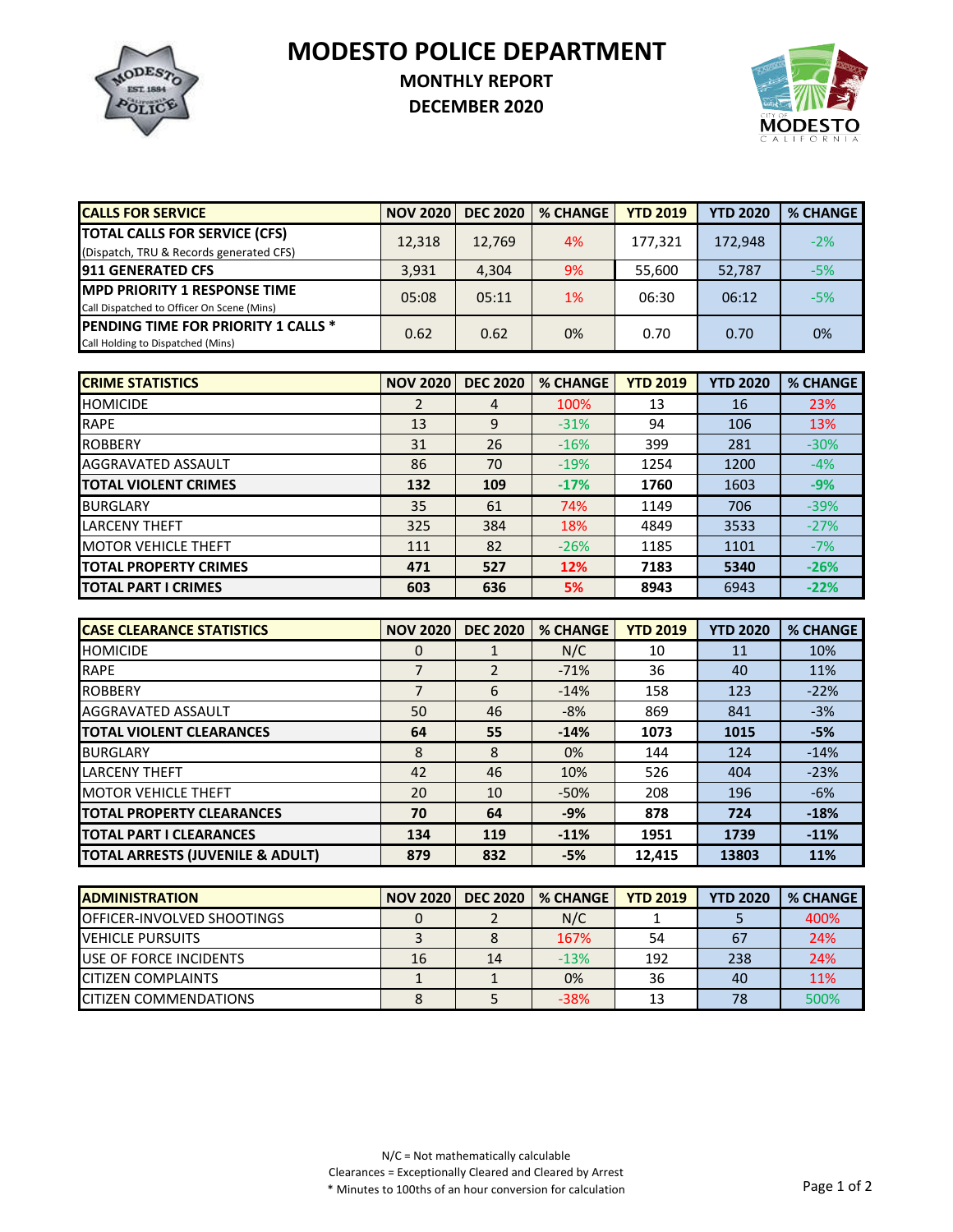# MODESTO POLICE DEPARTMENT

## MONTHLY REPORT

## DECEMBER 2020

| CALLS FOR SERVICE | NOV 2020 | DEC 2020 | % CHANGE | YTD 2019 | YTD 2020 | % CHANGE |
|---|---|---|---|---|---|---|
| **TOTAL CALLS FOR SERVICE (CFS)** (Dispatch, TRU & Records generated CFS) | 12,318 | 12,769 | 4% | 177,321 | 172,948 | -2% |
| **911 GENERATED CFS** | 3,931 | 4,304 | 9% | 55,600 | 52,787 | -5% |
| **MPD PRIORITY 1 RESPONSE TIME** Call Dispatched to Officer On Scene (Mins) | 05:08 | 05:11 | 1% | 06:30 | 06:12 | -5% |
| **PENDING TIME FOR PRIORITY 1 CALLS *** Call Holding to Dispatched (Mins) | 0.62 | 0.62 | 0% | 0.70 | 0.70 | 0% |

| CRIME STATISTICS | NOV 2020 | DEC 2020 | % CHANGE | YTD 2019 | YTD 2020 | % CHANGE |
|---|---|---|---|---|---|---|
| HOMICIDE | 2 | 4 | 100% | 13 | 16 | 23% |
| RAPE | 13 | 9 | -31% | 94 | 106 | 13% |
| ROBBERY | 31 | 26 | -16% | 399 | 281 | -30% |
| AGGRAVATED ASSAULT | 86 | 70 | -19% | 1254 | 1200 | -4% |
| **TOTAL VIOLENT CRIMES** | **132** | **109** | **-17%** | **1760** | **1603** | **-9%** |
| BURGLARY | 35 | 61 | 74% | 1149 | 706 | -39% |
| LARCENY THEFT | 325 | 384 | 18% | 4849 | 3533 | -27% |
| MOTOR VEHICLE THEFT | 111 | 82 | -26% | 1185 | 1101 | -7% |
| **TOTAL PROPERTY CRIMES** | **471** | **527** | **12%** | **7183** | **5340** | **-26%** |
| **TOTAL PART I CRIMES** | **603** | **636** | **5%** | **8943** | 6943 | **-22%** |

| CASE CLEARANCE STATISTICS | NOV 2020 | DEC 2020 | % CHANGE | YTD 2019 | YTD 2020 | % CHANGE |
|---|---|---|---|---|---|---|
| HOMICIDE | 0 | 1 | N/C | 10 | 11 | 10% |
| RAPE | 7 | 2 | -71% | 36 | 40 | 11% |
| ROBBERY | 7 | 6 | -14% | 158 | 123 | -22% |
| AGGRAVATED ASSAULT | 50 | 46 | -8% | 869 | 841 | -3% |
| **TOTAL VIOLENT CLEARANCES** | **64** | **55** | **-14%** | **1073** | **1015** | **-5%** |
| BURGLARY | 8 | 8 | 0% | 144 | 124 | -14% |
| LARCENY THEFT | 42 | 46 | 10% | 526 | 404 | -23% |
| MOTOR VEHICLE THEFT | 20 | 10 | -50% | 208 | 196 | -6% |
| **TOTAL PROPERTY CLEARANCES** | **70** | **64** | **-9%** | **878** | **724** | **-18%** |
| **TOTAL PART I CLEARANCES** | **134** | **119** | **-11%** | **1951** | **1739** | **-11%** |
| **TOTAL ARRESTS (JUVENILE & ADULT)** | **879** | **832** | **-5%** | **12,415** | **13803** | **11%** |

| ADMINISTRATION | NOV 2020 | DEC 2020 | % CHANGE | YTD 2019 | YTD 2020 | % CHANGE |
|---|---|---|---|---|---|---|
| OFFICER-INVOLVED SHOOTINGS | 0 | 2 | N/C | 1 | 5 | 400% |
| VEHICLE PURSUITS | 3 | 8 | 167% | 54 | 67 | 24% |
| USE OF FORCE INCIDENTS | 16 | 14 | -13% | 192 | 238 | 24% |
| CITIZEN COMPLAINTS | 1 | 1 | 0% | 36 | 40 | 11% |
| CITIZEN COMMENDATIONS | 8 | 5 | -38% | 13 | 78 | 500% |

N/C = Not mathematically calculable
Clearances = Exceptionally Cleared and Cleared by Arrest
* Minutes to 100ths of an hour conversion for calculation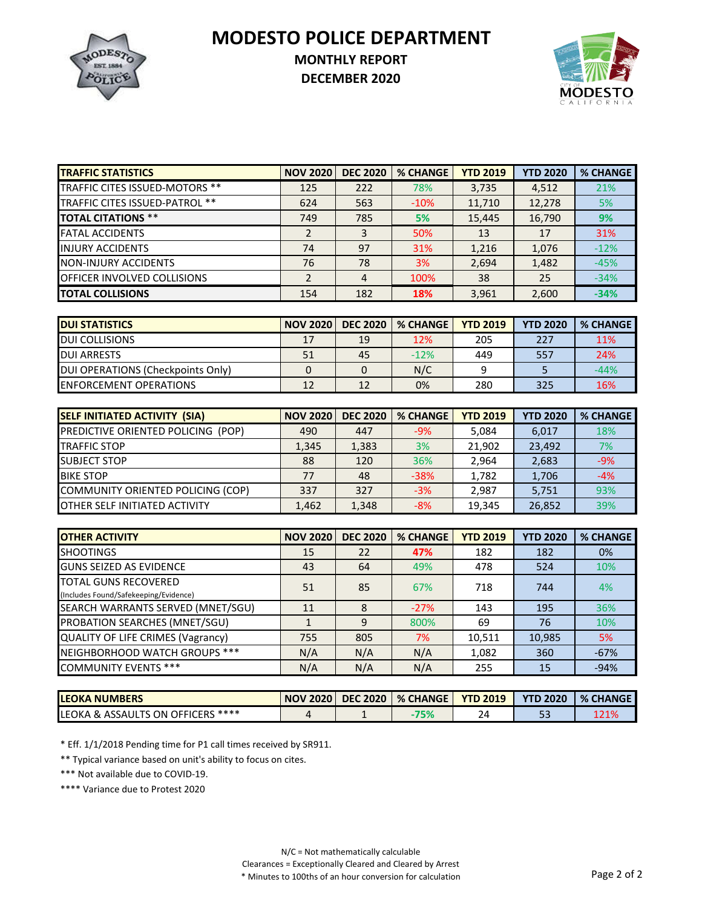# MODESTO POLICE DEPARTMENT

## MONTHLY REPORT

## DECEMBER 2020

| TRAFFIC STATISTICS | NOV 2020 | DEC 2020 | % CHANGE | YTD 2019 | YTD 2020 | % CHANGE |
|---|---|---|---|---|---|---|
| TRAFFIC CITES ISSUED-MOTORS ** | 125 | 222 | 78% | 3,735 | 4,512 | 21% |
| TRAFFIC CITES ISSUED-PATROL ** | 624 | 563 | -10% | 11,710 | 12,278 | 5% |
| **TOTAL CITATIONS** ** | 749 | 785 | **5%** | 15,445 | 16,790 | **9%** |
| FATAL ACCIDENTS | 2 | 3 | 50% | 13 | 17 | 31% |
| INJURY ACCIDENTS | 74 | 97 | 31% | 1,216 | 1,076 | -12% |
| NON-INJURY ACCIDENTS | 76 | 78 | 3% | 2,694 | 1,482 | -45% |
| OFFICER INVOLVED COLLISIONS | 2 | 4 | 100% | 38 | 25 | -34% |
| **TOTAL COLLISIONS** | 154 | 182 | **18%** | 3,961 | 2,600 | **-34%** |

| DUI STATISTICS | NOV 2020 | DEC 2020 | % CHANGE | YTD 2019 | YTD 2020 | % CHANGE |
|---|---|---|---|---|---|---|
| DUI COLLISIONS | 17 | 19 | 12% | 205 | 227 | 11% |
| DUI ARRESTS | 51 | 45 | -12% | 449 | 557 | 24% |
| DUI OPERATIONS (Checkpoints Only) | 0 | 0 | N/C | 9 | 5 | -44% |
| ENFORCEMENT OPERATIONS | 12 | 12 | 0% | 280 | 325 | 16% |

| SELF INITIATED ACTIVITY (SIA) | NOV 2020 | DEC 2020 | % CHANGE | YTD 2019 | YTD 2020 | % CHANGE |
|---|---|---|---|---|---|---|
| PREDICTIVE ORIENTED POLICING (POP) | 490 | 447 | -9% | 5,084 | 6,017 | 18% |
| TRAFFIC STOP | 1,345 | 1,383 | 3% | 21,902 | 23,492 | 7% |
| SUBJECT STOP | 88 | 120 | 36% | 2,964 | 2,683 | -9% |
| BIKE STOP | 77 | 48 | -38% | 1,782 | 1,706 | -4% |
| COMMUNITY ORIENTED POLICING (COP) | 337 | 327 | -3% | 2,987 | 5,751 | 93% |
| OTHER SELF INITIATED ACTIVITY | 1,462 | 1,348 | -8% | 19,345 | 26,852 | 39% |

| OTHER ACTIVITY | NOV 2020 | DEC 2020 | % CHANGE | YTD 2019 | YTD 2020 | % CHANGE |
|---|---|---|---|---|---|---|
| SHOOTINGS | 15 | 22 | **47%** | 182 | 182 | 0% |
| GUNS SEIZED AS EVIDENCE | 43 | 64 | 49% | 478 | 524 | 10% |
| TOTAL GUNS RECOVERED (Includes Found/Safekeeping/Evidence) | 51 | 85 | 67% | 718 | 744 | 4% |
| SEARCH WARRANTS SERVED (MNET/SGU) | 11 | 8 | -27% | 143 | 195 | 36% |
| PROBATION SEARCHES (MNET/SGU) | 1 | 9 | 800% | 69 | 76 | 10% |
| QUALITY OF LIFE CRIMES (Vagrancy) | 755 | 805 | 7% | 10,511 | 10,985 | 5% |
| NEIGHBORHOOD WATCH GROUPS *** | N/A | N/A | N/A | 1,082 | 360 | -67% |
| COMMUNITY EVENTS *** | N/A | N/A | N/A | 255 | 15 | -94% |

| LEOKA NUMBERS | NOV 2020 | DEC 2020 | % CHANGE | YTD 2019 | YTD 2020 | % CHANGE |
|---|---|---|---|---|---|---|
| LEOKA & ASSAULTS ON OFFICERS **** | 4 | 1 | **-75%** | 24 | 53 | 121% |

* Eff. 1/1/2018 Pending time for P1 call times received by SR911.

** Typical variance based on unit's ability to focus on cites.

*** Not available due to COVID-19.

**** Variance due to Protest 2020

N/C = Not mathematically calculable
Clearances = Exceptionally Cleared and Cleared by Arrest
* Minutes to 100ths of an hour conversion for calculation